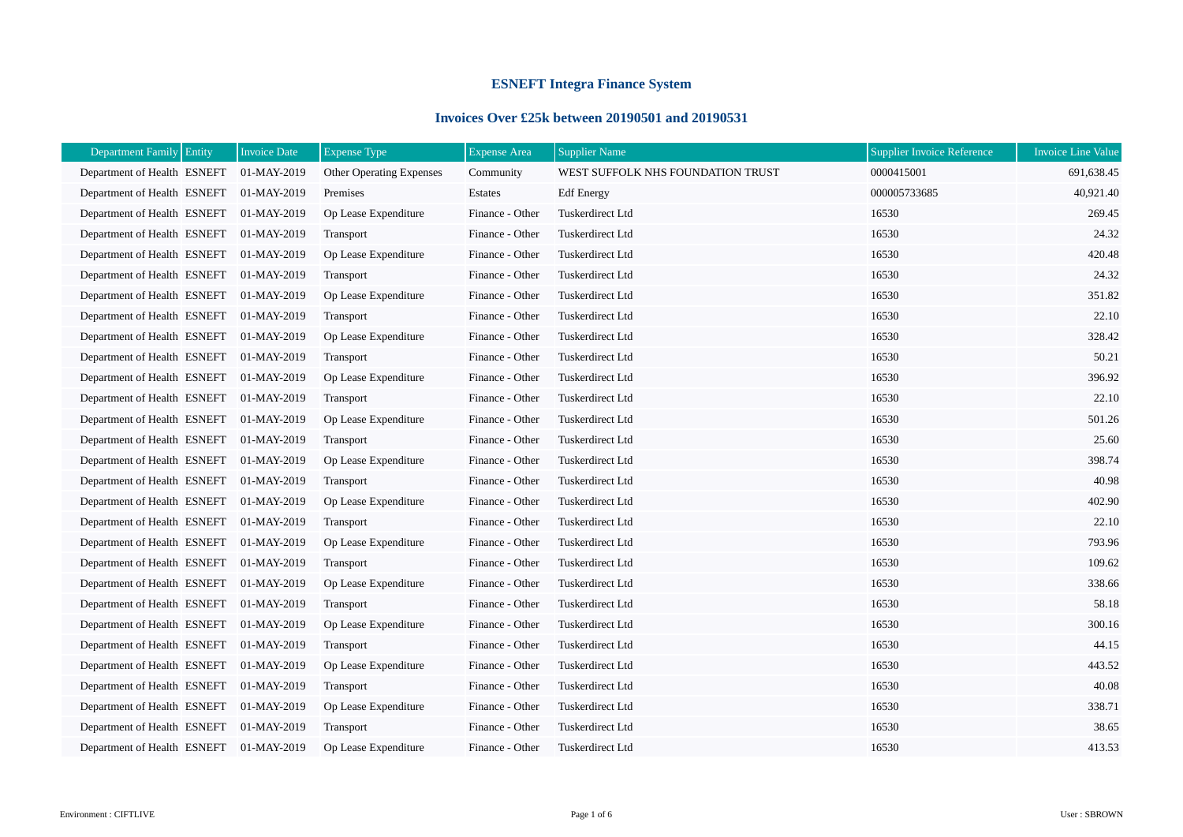# ESNEFT Integra Finance System

## Invoices Over £25k between 20190501 and 20190531

| Department Family | Entity | Invoice Date | Expense Type | Expense Area | Supplier Name | Supplier Invoice Reference | Invoice Line Value |
|---|---|---|---|---|---|---|---|
| Department of Health | ESNEFT | 01-MAY-2019 | Other Operating Expenses | Community | WEST SUFFOLK NHS FOUNDATION TRUST | 0000415001 | 691,638.45 |
| Department of Health | ESNEFT | 01-MAY-2019 | Premises | Estates | Edf Energy | 000005733685 | 40,921.40 |
| Department of Health | ESNEFT | 01-MAY-2019 | Op Lease Expenditure | Finance - Other | Tuskerdirect Ltd | 16530 | 269.45 |
| Department of Health | ESNEFT | 01-MAY-2019 | Transport | Finance - Other | Tuskerdirect Ltd | 16530 | 24.32 |
| Department of Health | ESNEFT | 01-MAY-2019 | Op Lease Expenditure | Finance - Other | Tuskerdirect Ltd | 16530 | 420.48 |
| Department of Health | ESNEFT | 01-MAY-2019 | Transport | Finance - Other | Tuskerdirect Ltd | 16530 | 24.32 |
| Department of Health | ESNEFT | 01-MAY-2019 | Op Lease Expenditure | Finance - Other | Tuskerdirect Ltd | 16530 | 351.82 |
| Department of Health | ESNEFT | 01-MAY-2019 | Transport | Finance - Other | Tuskerdirect Ltd | 16530 | 22.10 |
| Department of Health | ESNEFT | 01-MAY-2019 | Op Lease Expenditure | Finance - Other | Tuskerdirect Ltd | 16530 | 328.42 |
| Department of Health | ESNEFT | 01-MAY-2019 | Transport | Finance - Other | Tuskerdirect Ltd | 16530 | 50.21 |
| Department of Health | ESNEFT | 01-MAY-2019 | Op Lease Expenditure | Finance - Other | Tuskerdirect Ltd | 16530 | 396.92 |
| Department of Health | ESNEFT | 01-MAY-2019 | Transport | Finance - Other | Tuskerdirect Ltd | 16530 | 22.10 |
| Department of Health | ESNEFT | 01-MAY-2019 | Op Lease Expenditure | Finance - Other | Tuskerdirect Ltd | 16530 | 501.26 |
| Department of Health | ESNEFT | 01-MAY-2019 | Transport | Finance - Other | Tuskerdirect Ltd | 16530 | 25.60 |
| Department of Health | ESNEFT | 01-MAY-2019 | Op Lease Expenditure | Finance - Other | Tuskerdirect Ltd | 16530 | 398.74 |
| Department of Health | ESNEFT | 01-MAY-2019 | Transport | Finance - Other | Tuskerdirect Ltd | 16530 | 40.98 |
| Department of Health | ESNEFT | 01-MAY-2019 | Op Lease Expenditure | Finance - Other | Tuskerdirect Ltd | 16530 | 402.90 |
| Department of Health | ESNEFT | 01-MAY-2019 | Transport | Finance - Other | Tuskerdirect Ltd | 16530 | 22.10 |
| Department of Health | ESNEFT | 01-MAY-2019 | Op Lease Expenditure | Finance - Other | Tuskerdirect Ltd | 16530 | 793.96 |
| Department of Health | ESNEFT | 01-MAY-2019 | Transport | Finance - Other | Tuskerdirect Ltd | 16530 | 109.62 |
| Department of Health | ESNEFT | 01-MAY-2019 | Op Lease Expenditure | Finance - Other | Tuskerdirect Ltd | 16530 | 338.66 |
| Department of Health | ESNEFT | 01-MAY-2019 | Transport | Finance - Other | Tuskerdirect Ltd | 16530 | 58.18 |
| Department of Health | ESNEFT | 01-MAY-2019 | Op Lease Expenditure | Finance - Other | Tuskerdirect Ltd | 16530 | 300.16 |
| Department of Health | ESNEFT | 01-MAY-2019 | Transport | Finance - Other | Tuskerdirect Ltd | 16530 | 44.15 |
| Department of Health | ESNEFT | 01-MAY-2019 | Op Lease Expenditure | Finance - Other | Tuskerdirect Ltd | 16530 | 443.52 |
| Department of Health | ESNEFT | 01-MAY-2019 | Transport | Finance - Other | Tuskerdirect Ltd | 16530 | 40.08 |
| Department of Health | ESNEFT | 01-MAY-2019 | Op Lease Expenditure | Finance - Other | Tuskerdirect Ltd | 16530 | 338.71 |
| Department of Health | ESNEFT | 01-MAY-2019 | Transport | Finance - Other | Tuskerdirect Ltd | 16530 | 38.65 |
| Department of Health | ESNEFT | 01-MAY-2019 | Op Lease Expenditure | Finance - Other | Tuskerdirect Ltd | 16530 | 413.53 |

Environment : CIFTLIVE

User : SBROWN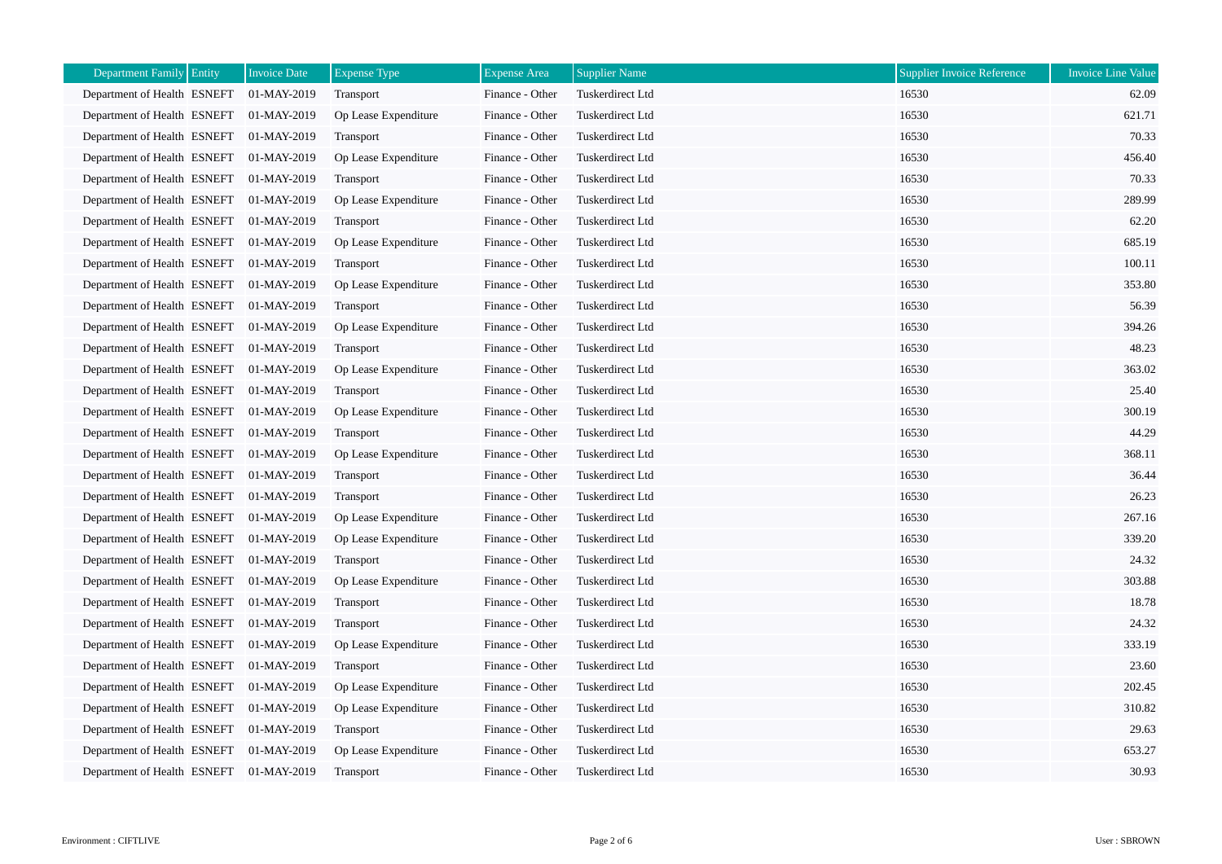| Department Family | Entity | Invoice Date | Expense Type | Expense Area | Supplier Name | Supplier Invoice Reference | Invoice Line Value |
|---|---|---|---|---|---|---|---|
| Department of Health | ESNEFT | 01-MAY-2019 | Transport | Finance - Other | Tuskerdirect Ltd | 16530 | 62.09 |
| Department of Health | ESNEFT | 01-MAY-2019 | Op Lease Expenditure | Finance - Other | Tuskerdirect Ltd | 16530 | 621.71 |
| Department of Health | ESNEFT | 01-MAY-2019 | Transport | Finance - Other | Tuskerdirect Ltd | 16530 | 70.33 |
| Department of Health | ESNEFT | 01-MAY-2019 | Op Lease Expenditure | Finance - Other | Tuskerdirect Ltd | 16530 | 456.40 |
| Department of Health | ESNEFT | 01-MAY-2019 | Transport | Finance - Other | Tuskerdirect Ltd | 16530 | 70.33 |
| Department of Health | ESNEFT | 01-MAY-2019 | Op Lease Expenditure | Finance - Other | Tuskerdirect Ltd | 16530 | 289.99 |
| Department of Health | ESNEFT | 01-MAY-2019 | Transport | Finance - Other | Tuskerdirect Ltd | 16530 | 62.20 |
| Department of Health | ESNEFT | 01-MAY-2019 | Op Lease Expenditure | Finance - Other | Tuskerdirect Ltd | 16530 | 685.19 |
| Department of Health | ESNEFT | 01-MAY-2019 | Transport | Finance - Other | Tuskerdirect Ltd | 16530 | 100.11 |
| Department of Health | ESNEFT | 01-MAY-2019 | Op Lease Expenditure | Finance - Other | Tuskerdirect Ltd | 16530 | 353.80 |
| Department of Health | ESNEFT | 01-MAY-2019 | Transport | Finance - Other | Tuskerdirect Ltd | 16530 | 56.39 |
| Department of Health | ESNEFT | 01-MAY-2019 | Op Lease Expenditure | Finance - Other | Tuskerdirect Ltd | 16530 | 394.26 |
| Department of Health | ESNEFT | 01-MAY-2019 | Transport | Finance - Other | Tuskerdirect Ltd | 16530 | 48.23 |
| Department of Health | ESNEFT | 01-MAY-2019 | Op Lease Expenditure | Finance - Other | Tuskerdirect Ltd | 16530 | 363.02 |
| Department of Health | ESNEFT | 01-MAY-2019 | Transport | Finance - Other | Tuskerdirect Ltd | 16530 | 25.40 |
| Department of Health | ESNEFT | 01-MAY-2019 | Op Lease Expenditure | Finance - Other | Tuskerdirect Ltd | 16530 | 300.19 |
| Department of Health | ESNEFT | 01-MAY-2019 | Transport | Finance - Other | Tuskerdirect Ltd | 16530 | 44.29 |
| Department of Health | ESNEFT | 01-MAY-2019 | Op Lease Expenditure | Finance - Other | Tuskerdirect Ltd | 16530 | 368.11 |
| Department of Health | ESNEFT | 01-MAY-2019 | Transport | Finance - Other | Tuskerdirect Ltd | 16530 | 36.44 |
| Department of Health | ESNEFT | 01-MAY-2019 | Transport | Finance - Other | Tuskerdirect Ltd | 16530 | 26.23 |
| Department of Health | ESNEFT | 01-MAY-2019 | Op Lease Expenditure | Finance - Other | Tuskerdirect Ltd | 16530 | 267.16 |
| Department of Health | ESNEFT | 01-MAY-2019 | Op Lease Expenditure | Finance - Other | Tuskerdirect Ltd | 16530 | 339.20 |
| Department of Health | ESNEFT | 01-MAY-2019 | Transport | Finance - Other | Tuskerdirect Ltd | 16530 | 24.32 |
| Department of Health | ESNEFT | 01-MAY-2019 | Op Lease Expenditure | Finance - Other | Tuskerdirect Ltd | 16530 | 303.88 |
| Department of Health | ESNEFT | 01-MAY-2019 | Transport | Finance - Other | Tuskerdirect Ltd | 16530 | 18.78 |
| Department of Health | ESNEFT | 01-MAY-2019 | Transport | Finance - Other | Tuskerdirect Ltd | 16530 | 24.32 |
| Department of Health | ESNEFT | 01-MAY-2019 | Op Lease Expenditure | Finance - Other | Tuskerdirect Ltd | 16530 | 333.19 |
| Department of Health | ESNEFT | 01-MAY-2019 | Transport | Finance - Other | Tuskerdirect Ltd | 16530 | 23.60 |
| Department of Health | ESNEFT | 01-MAY-2019 | Op Lease Expenditure | Finance - Other | Tuskerdirect Ltd | 16530 | 202.45 |
| Department of Health | ESNEFT | 01-MAY-2019 | Op Lease Expenditure | Finance - Other | Tuskerdirect Ltd | 16530 | 310.82 |
| Department of Health | ESNEFT | 01-MAY-2019 | Transport | Finance - Other | Tuskerdirect Ltd | 16530 | 29.63 |
| Department of Health | ESNEFT | 01-MAY-2019 | Op Lease Expenditure | Finance - Other | Tuskerdirect Ltd | 16530 | 653.27 |
| Department of Health | ESNEFT | 01-MAY-2019 | Transport | Finance - Other | Tuskerdirect Ltd | 16530 | 30.93 |

Environment : CIFTLIVE

User : SBROWN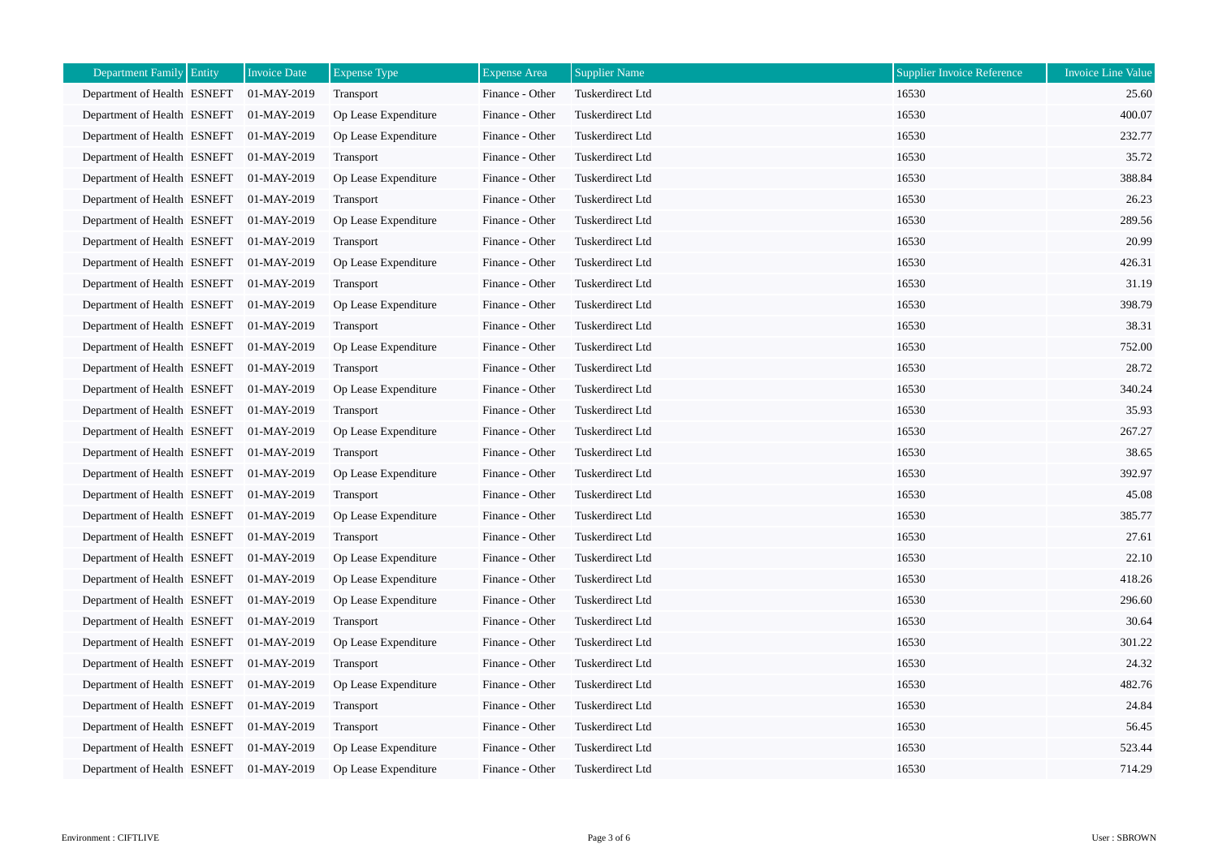| Department Family | Entity | Invoice Date | Expense Type | Expense Area | Supplier Name | Supplier Invoice Reference | Invoice Line Value |
|---|---|---|---|---|---|---|---|
| Department of Health | ESNEFT | 01-MAY-2019 | Transport | Finance - Other | Tuskerdirect Ltd | 16530 | 25.60 |
| Department of Health | ESNEFT | 01-MAY-2019 | Op Lease Expenditure | Finance - Other | Tuskerdirect Ltd | 16530 | 400.07 |
| Department of Health | ESNEFT | 01-MAY-2019 | Op Lease Expenditure | Finance - Other | Tuskerdirect Ltd | 16530 | 232.77 |
| Department of Health | ESNEFT | 01-MAY-2019 | Transport | Finance - Other | Tuskerdirect Ltd | 16530 | 35.72 |
| Department of Health | ESNEFT | 01-MAY-2019 | Op Lease Expenditure | Finance - Other | Tuskerdirect Ltd | 16530 | 388.84 |
| Department of Health | ESNEFT | 01-MAY-2019 | Transport | Finance - Other | Tuskerdirect Ltd | 16530 | 26.23 |
| Department of Health | ESNEFT | 01-MAY-2019 | Op Lease Expenditure | Finance - Other | Tuskerdirect Ltd | 16530 | 289.56 |
| Department of Health | ESNEFT | 01-MAY-2019 | Transport | Finance - Other | Tuskerdirect Ltd | 16530 | 20.99 |
| Department of Health | ESNEFT | 01-MAY-2019 | Op Lease Expenditure | Finance - Other | Tuskerdirect Ltd | 16530 | 426.31 |
| Department of Health | ESNEFT | 01-MAY-2019 | Transport | Finance - Other | Tuskerdirect Ltd | 16530 | 31.19 |
| Department of Health | ESNEFT | 01-MAY-2019 | Op Lease Expenditure | Finance - Other | Tuskerdirect Ltd | 16530 | 398.79 |
| Department of Health | ESNEFT | 01-MAY-2019 | Transport | Finance - Other | Tuskerdirect Ltd | 16530 | 38.31 |
| Department of Health | ESNEFT | 01-MAY-2019 | Op Lease Expenditure | Finance - Other | Tuskerdirect Ltd | 16530 | 752.00 |
| Department of Health | ESNEFT | 01-MAY-2019 | Transport | Finance - Other | Tuskerdirect Ltd | 16530 | 28.72 |
| Department of Health | ESNEFT | 01-MAY-2019 | Op Lease Expenditure | Finance - Other | Tuskerdirect Ltd | 16530 | 340.24 |
| Department of Health | ESNEFT | 01-MAY-2019 | Transport | Finance - Other | Tuskerdirect Ltd | 16530 | 35.93 |
| Department of Health | ESNEFT | 01-MAY-2019 | Op Lease Expenditure | Finance - Other | Tuskerdirect Ltd | 16530 | 267.27 |
| Department of Health | ESNEFT | 01-MAY-2019 | Transport | Finance - Other | Tuskerdirect Ltd | 16530 | 38.65 |
| Department of Health | ESNEFT | 01-MAY-2019 | Op Lease Expenditure | Finance - Other | Tuskerdirect Ltd | 16530 | 392.97 |
| Department of Health | ESNEFT | 01-MAY-2019 | Transport | Finance - Other | Tuskerdirect Ltd | 16530 | 45.08 |
| Department of Health | ESNEFT | 01-MAY-2019 | Op Lease Expenditure | Finance - Other | Tuskerdirect Ltd | 16530 | 385.77 |
| Department of Health | ESNEFT | 01-MAY-2019 | Transport | Finance - Other | Tuskerdirect Ltd | 16530 | 27.61 |
| Department of Health | ESNEFT | 01-MAY-2019 | Op Lease Expenditure | Finance - Other | Tuskerdirect Ltd | 16530 | 22.10 |
| Department of Health | ESNEFT | 01-MAY-2019 | Op Lease Expenditure | Finance - Other | Tuskerdirect Ltd | 16530 | 418.26 |
| Department of Health | ESNEFT | 01-MAY-2019 | Op Lease Expenditure | Finance - Other | Tuskerdirect Ltd | 16530 | 296.60 |
| Department of Health | ESNEFT | 01-MAY-2019 | Transport | Finance - Other | Tuskerdirect Ltd | 16530 | 30.64 |
| Department of Health | ESNEFT | 01-MAY-2019 | Op Lease Expenditure | Finance - Other | Tuskerdirect Ltd | 16530 | 301.22 |
| Department of Health | ESNEFT | 01-MAY-2019 | Transport | Finance - Other | Tuskerdirect Ltd | 16530 | 24.32 |
| Department of Health | ESNEFT | 01-MAY-2019 | Op Lease Expenditure | Finance - Other | Tuskerdirect Ltd | 16530 | 482.76 |
| Department of Health | ESNEFT | 01-MAY-2019 | Transport | Finance - Other | Tuskerdirect Ltd | 16530 | 24.84 |
| Department of Health | ESNEFT | 01-MAY-2019 | Transport | Finance - Other | Tuskerdirect Ltd | 16530 | 56.45 |
| Department of Health | ESNEFT | 01-MAY-2019 | Op Lease Expenditure | Finance - Other | Tuskerdirect Ltd | 16530 | 523.44 |
| Department of Health | ESNEFT | 01-MAY-2019 | Op Lease Expenditure | Finance - Other | Tuskerdirect Ltd | 16530 | 714.29 |

Environment : CIFTLIVE

User : SBROWN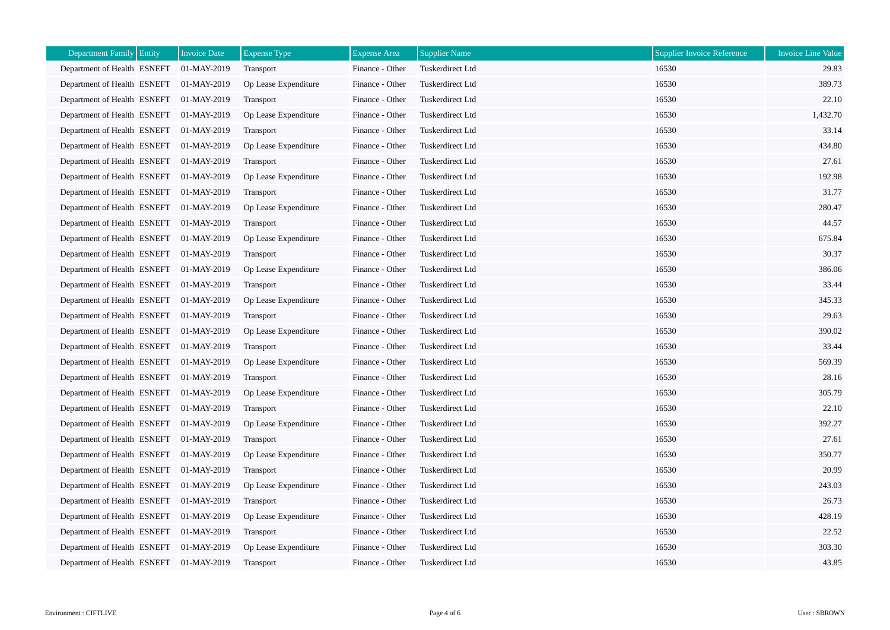| Department Family | Entity | Invoice Date | Expense Type | Expense Area | Supplier Name | Supplier Invoice Reference | Invoice Line Value |
|---|---|---|---|---|---|---|---|
| Department of Health | ESNEFT | 01-MAY-2019 | Transport | Finance - Other | Tuskerdirect Ltd | 16530 | 29.83 |
| Department of Health | ESNEFT | 01-MAY-2019 | Op Lease Expenditure | Finance - Other | Tuskerdirect Ltd | 16530 | 389.73 |
| Department of Health | ESNEFT | 01-MAY-2019 | Transport | Finance - Other | Tuskerdirect Ltd | 16530 | 22.10 |
| Department of Health | ESNEFT | 01-MAY-2019 | Op Lease Expenditure | Finance - Other | Tuskerdirect Ltd | 16530 | 1,432.70 |
| Department of Health | ESNEFT | 01-MAY-2019 | Transport | Finance - Other | Tuskerdirect Ltd | 16530 | 33.14 |
| Department of Health | ESNEFT | 01-MAY-2019 | Op Lease Expenditure | Finance - Other | Tuskerdirect Ltd | 16530 | 434.80 |
| Department of Health | ESNEFT | 01-MAY-2019 | Transport | Finance - Other | Tuskerdirect Ltd | 16530 | 27.61 |
| Department of Health | ESNEFT | 01-MAY-2019 | Op Lease Expenditure | Finance - Other | Tuskerdirect Ltd | 16530 | 192.98 |
| Department of Health | ESNEFT | 01-MAY-2019 | Transport | Finance - Other | Tuskerdirect Ltd | 16530 | 31.77 |
| Department of Health | ESNEFT | 01-MAY-2019 | Op Lease Expenditure | Finance - Other | Tuskerdirect Ltd | 16530 | 280.47 |
| Department of Health | ESNEFT | 01-MAY-2019 | Transport | Finance - Other | Tuskerdirect Ltd | 16530 | 44.57 |
| Department of Health | ESNEFT | 01-MAY-2019 | Op Lease Expenditure | Finance - Other | Tuskerdirect Ltd | 16530 | 675.84 |
| Department of Health | ESNEFT | 01-MAY-2019 | Transport | Finance - Other | Tuskerdirect Ltd | 16530 | 30.37 |
| Department of Health | ESNEFT | 01-MAY-2019 | Op Lease Expenditure | Finance - Other | Tuskerdirect Ltd | 16530 | 386.06 |
| Department of Health | ESNEFT | 01-MAY-2019 | Transport | Finance - Other | Tuskerdirect Ltd | 16530 | 33.44 |
| Department of Health | ESNEFT | 01-MAY-2019 | Op Lease Expenditure | Finance - Other | Tuskerdirect Ltd | 16530 | 345.33 |
| Department of Health | ESNEFT | 01-MAY-2019 | Transport | Finance - Other | Tuskerdirect Ltd | 16530 | 29.63 |
| Department of Health | ESNEFT | 01-MAY-2019 | Op Lease Expenditure | Finance - Other | Tuskerdirect Ltd | 16530 | 390.02 |
| Department of Health | ESNEFT | 01-MAY-2019 | Transport | Finance - Other | Tuskerdirect Ltd | 16530 | 33.44 |
| Department of Health | ESNEFT | 01-MAY-2019 | Op Lease Expenditure | Finance - Other | Tuskerdirect Ltd | 16530 | 569.39 |
| Department of Health | ESNEFT | 01-MAY-2019 | Transport | Finance - Other | Tuskerdirect Ltd | 16530 | 28.16 |
| Department of Health | ESNEFT | 01-MAY-2019 | Op Lease Expenditure | Finance - Other | Tuskerdirect Ltd | 16530 | 305.79 |
| Department of Health | ESNEFT | 01-MAY-2019 | Transport | Finance - Other | Tuskerdirect Ltd | 16530 | 22.10 |
| Department of Health | ESNEFT | 01-MAY-2019 | Op Lease Expenditure | Finance - Other | Tuskerdirect Ltd | 16530 | 392.27 |
| Department of Health | ESNEFT | 01-MAY-2019 | Transport | Finance - Other | Tuskerdirect Ltd | 16530 | 27.61 |
| Department of Health | ESNEFT | 01-MAY-2019 | Op Lease Expenditure | Finance - Other | Tuskerdirect Ltd | 16530 | 350.77 |
| Department of Health | ESNEFT | 01-MAY-2019 | Transport | Finance - Other | Tuskerdirect Ltd | 16530 | 20.99 |
| Department of Health | ESNEFT | 01-MAY-2019 | Op Lease Expenditure | Finance - Other | Tuskerdirect Ltd | 16530 | 243.03 |
| Department of Health | ESNEFT | 01-MAY-2019 | Transport | Finance - Other | Tuskerdirect Ltd | 16530 | 26.73 |
| Department of Health | ESNEFT | 01-MAY-2019 | Op Lease Expenditure | Finance - Other | Tuskerdirect Ltd | 16530 | 428.19 |
| Department of Health | ESNEFT | 01-MAY-2019 | Transport | Finance - Other | Tuskerdirect Ltd | 16530 | 22.52 |
| Department of Health | ESNEFT | 01-MAY-2019 | Op Lease Expenditure | Finance - Other | Tuskerdirect Ltd | 16530 | 303.30 |
| Department of Health | ESNEFT | 01-MAY-2019 | Transport | Finance - Other | Tuskerdirect Ltd | 16530 | 43.85 |

Environment : CIFTLIVE

User : SBROWN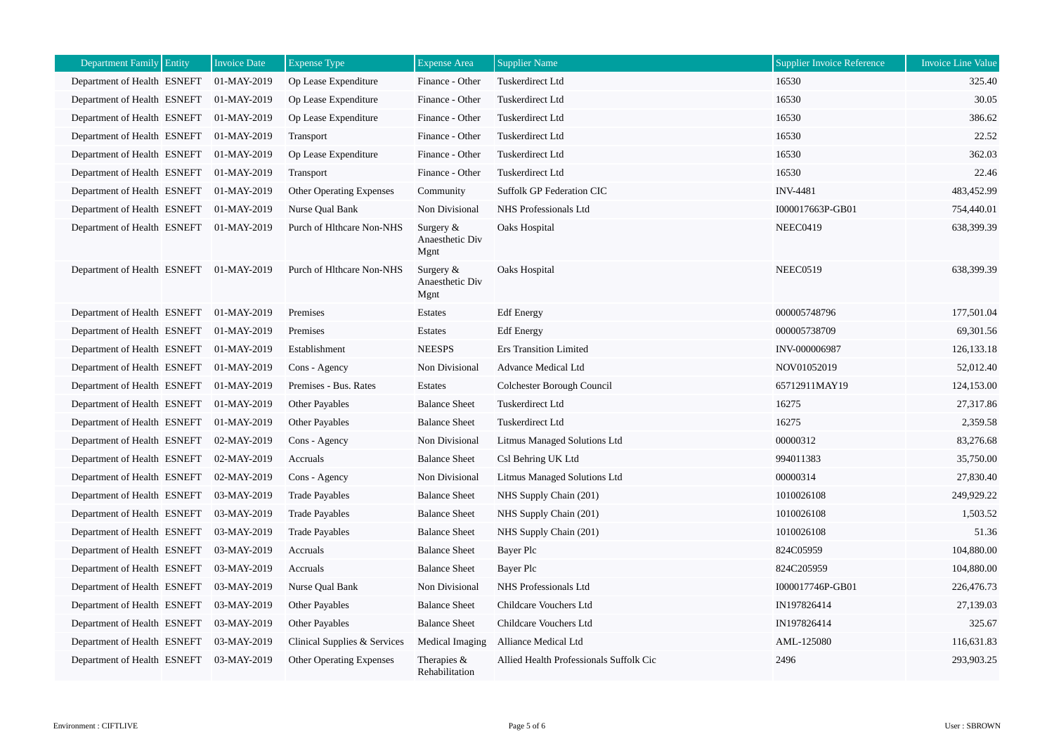| Department Family | Entity | Invoice Date | Expense Type | Expense Area | Supplier Name | Supplier Invoice Reference | Invoice Line Value |
|---|---|---|---|---|---|---|---|
| Department of Health | ESNEFT | 01-MAY-2019 | Op Lease Expenditure | Finance - Other | Tuskerdirect Ltd | 16530 | 325.40 |
| Department of Health | ESNEFT | 01-MAY-2019 | Op Lease Expenditure | Finance - Other | Tuskerdirect Ltd | 16530 | 30.05 |
| Department of Health | ESNEFT | 01-MAY-2019 | Op Lease Expenditure | Finance - Other | Tuskerdirect Ltd | 16530 | 386.62 |
| Department of Health | ESNEFT | 01-MAY-2019 | Transport | Finance - Other | Tuskerdirect Ltd | 16530 | 22.52 |
| Department of Health | ESNEFT | 01-MAY-2019 | Op Lease Expenditure | Finance - Other | Tuskerdirect Ltd | 16530 | 362.03 |
| Department of Health | ESNEFT | 01-MAY-2019 | Transport | Finance - Other | Tuskerdirect Ltd | 16530 | 22.46 |
| Department of Health | ESNEFT | 01-MAY-2019 | Other Operating Expenses | Community | Suffolk GP Federation CIC | INV-4481 | 483,452.99 |
| Department of Health | ESNEFT | 01-MAY-2019 | Nurse Qual Bank | Non Divisional | NHS Professionals Ltd | I000017663P-GB01 | 754,440.01 |
| Department of Health | ESNEFT | 01-MAY-2019 | Purch of Hlthcare Non-NHS | Surgery & Anaesthetic Div Mgnt | Oaks Hospital | NEEC0419 | 638,399.39 |
| Department of Health | ESNEFT | 01-MAY-2019 | Purch of Hlthcare Non-NHS | Surgery & Anaesthetic Div Mgnt | Oaks Hospital | NEEC0519 | 638,399.39 |
| Department of Health | ESNEFT | 01-MAY-2019 | Premises | Estates | Edf Energy | 000005748796 | 177,501.04 |
| Department of Health | ESNEFT | 01-MAY-2019 | Premises | Estates | Edf Energy | 000005738709 | 69,301.56 |
| Department of Health | ESNEFT | 01-MAY-2019 | Establishment | NEESPS | Ers Transition Limited | INV-000006987 | 126,133.18 |
| Department of Health | ESNEFT | 01-MAY-2019 | Cons - Agency | Non Divisional | Advance Medical Ltd | NOV01052019 | 52,012.40 |
| Department of Health | ESNEFT | 01-MAY-2019 | Premises - Bus. Rates | Estates | Colchester Borough Council | 65712911MAY19 | 124,153.00 |
| Department of Health | ESNEFT | 01-MAY-2019 | Other Payables | Balance Sheet | Tuskerdirect Ltd | 16275 | 27,317.86 |
| Department of Health | ESNEFT | 01-MAY-2019 | Other Payables | Balance Sheet | Tuskerdirect Ltd | 16275 | 2,359.58 |
| Department of Health | ESNEFT | 02-MAY-2019 | Cons - Agency | Non Divisional | Litmus Managed Solutions Ltd | 00000312 | 83,276.68 |
| Department of Health | ESNEFT | 02-MAY-2019 | Accruals | Balance Sheet | Csl Behring UK Ltd | 994011383 | 35,750.00 |
| Department of Health | ESNEFT | 02-MAY-2019 | Cons - Agency | Non Divisional | Litmus Managed Solutions Ltd | 00000314 | 27,830.40 |
| Department of Health | ESNEFT | 03-MAY-2019 | Trade Payables | Balance Sheet | NHS Supply Chain (201) | 1010026108 | 249,929.22 |
| Department of Health | ESNEFT | 03-MAY-2019 | Trade Payables | Balance Sheet | NHS Supply Chain (201) | 1010026108 | 1,503.52 |
| Department of Health | ESNEFT | 03-MAY-2019 | Trade Payables | Balance Sheet | NHS Supply Chain (201) | 1010026108 | 51.36 |
| Department of Health | ESNEFT | 03-MAY-2019 | Accruals | Balance Sheet | Bayer Plc | 824C05959 | 104,880.00 |
| Department of Health | ESNEFT | 03-MAY-2019 | Accruals | Balance Sheet | Bayer Plc | 824C205959 | 104,880.00 |
| Department of Health | ESNEFT | 03-MAY-2019 | Nurse Qual Bank | Non Divisional | NHS Professionals Ltd | I000017746P-GB01 | 226,476.73 |
| Department of Health | ESNEFT | 03-MAY-2019 | Other Payables | Balance Sheet | Childcare Vouchers Ltd | IN197826414 | 27,139.03 |
| Department of Health | ESNEFT | 03-MAY-2019 | Other Payables | Balance Sheet | Childcare Vouchers Ltd | IN197826414 | 325.67 |
| Department of Health | ESNEFT | 03-MAY-2019 | Clinical Supplies & Services | Medical Imaging | Alliance Medical Ltd | AML-125080 | 116,631.83 |
| Department of Health | ESNEFT | 03-MAY-2019 | Other Operating Expenses | Therapies & Rehabilitation | Allied Health Professionals Suffolk Cic | 2496 | 293,903.25 |

Environment : CIFTLIVE

User : SBROWN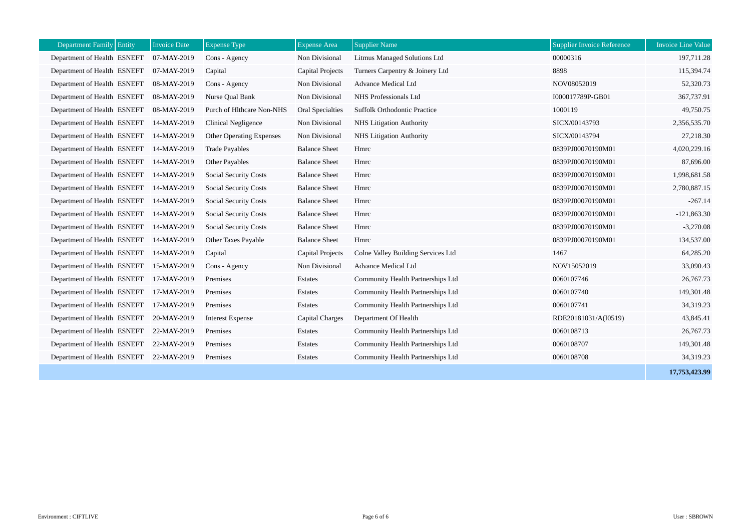| Department Family | Entity | Invoice Date | Expense Type | Expense Area | Supplier Name | Supplier Invoice Reference | Invoice Line Value |
|---|---|---|---|---|---|---|---|
| Department of Health | ESNEFT | 07-MAY-2019 | Cons - Agency | Non Divisional | Litmus Managed Solutions Ltd | 00000316 | 197,711.28 |
| Department of Health | ESNEFT | 07-MAY-2019 | Capital | Capital Projects | Turners Carpentry & Joinery Ltd | 8898 | 115,394.74 |
| Department of Health | ESNEFT | 08-MAY-2019 | Cons - Agency | Non Divisional | Advance Medical Ltd | NOV08052019 | 52,320.73 |
| Department of Health | ESNEFT | 08-MAY-2019 | Nurse Qual Bank | Non Divisional | NHS Professionals Ltd | I000017789P-GB01 | 367,737.91 |
| Department of Health | ESNEFT | 08-MAY-2019 | Purch of Hlthcare Non-NHS | Oral Specialties | Suffolk Orthodontic Practice | 1000119 | 49,750.75 |
| Department of Health | ESNEFT | 14-MAY-2019 | Clinical Negligence | Non Divisional | NHS Litigation Authority | SICX/00143793 | 2,356,535.70 |
| Department of Health | ESNEFT | 14-MAY-2019 | Other Operating Expenses | Non Divisional | NHS Litigation Authority | SICX/00143794 | 27,218.30 |
| Department of Health | ESNEFT | 14-MAY-2019 | Trade Payables | Balance Sheet | Hmrc | 0839PJ00070190M01 | 4,020,229.16 |
| Department of Health | ESNEFT | 14-MAY-2019 | Other Payables | Balance Sheet | Hmrc | 0839PJ00070190M01 | 87,696.00 |
| Department of Health | ESNEFT | 14-MAY-2019 | Social Security Costs | Balance Sheet | Hmrc | 0839PJ00070190M01 | 1,998,681.58 |
| Department of Health | ESNEFT | 14-MAY-2019 | Social Security Costs | Balance Sheet | Hmrc | 0839PJ00070190M01 | 2,780,887.15 |
| Department of Health | ESNEFT | 14-MAY-2019 | Social Security Costs | Balance Sheet | Hmrc | 0839PJ00070190M01 | -267.14 |
| Department of Health | ESNEFT | 14-MAY-2019 | Social Security Costs | Balance Sheet | Hmrc | 0839PJ00070190M01 | -121,863.30 |
| Department of Health | ESNEFT | 14-MAY-2019 | Social Security Costs | Balance Sheet | Hmrc | 0839PJ00070190M01 | -3,270.08 |
| Department of Health | ESNEFT | 14-MAY-2019 | Other Taxes Payable | Balance Sheet | Hmrc | 0839PJ00070190M01 | 134,537.00 |
| Department of Health | ESNEFT | 14-MAY-2019 | Capital | Capital Projects | Colne Valley Building Services Ltd | 1467 | 64,285.20 |
| Department of Health | ESNEFT | 15-MAY-2019 | Cons - Agency | Non Divisional | Advance Medical Ltd | NOV15052019 | 33,090.43 |
| Department of Health | ESNEFT | 17-MAY-2019 | Premises | Estates | Community Health Partnerships Ltd | 0060107746 | 26,767.73 |
| Department of Health | ESNEFT | 17-MAY-2019 | Premises | Estates | Community Health Partnerships Ltd | 0060107740 | 149,301.48 |
| Department of Health | ESNEFT | 17-MAY-2019 | Premises | Estates | Community Health Partnerships Ltd | 0060107741 | 34,319.23 |
| Department of Health | ESNEFT | 20-MAY-2019 | Interest Expense | Capital Charges | Department Of Health | RDE20181031/A(I0519) | 43,845.41 |
| Department of Health | ESNEFT | 22-MAY-2019 | Premises | Estates | Community Health Partnerships Ltd | 0060108713 | 26,767.73 |
| Department of Health | ESNEFT | 22-MAY-2019 | Premises | Estates | Community Health Partnerships Ltd | 0060108707 | 149,301.48 |
| Department of Health | ESNEFT | 22-MAY-2019 | Premises | Estates | Community Health Partnerships Ltd | 0060108708 | 34,319.23 |
| | | | | | | | **17,753,423.99** |

Environment : CIFTLIVE

User : SBROWN